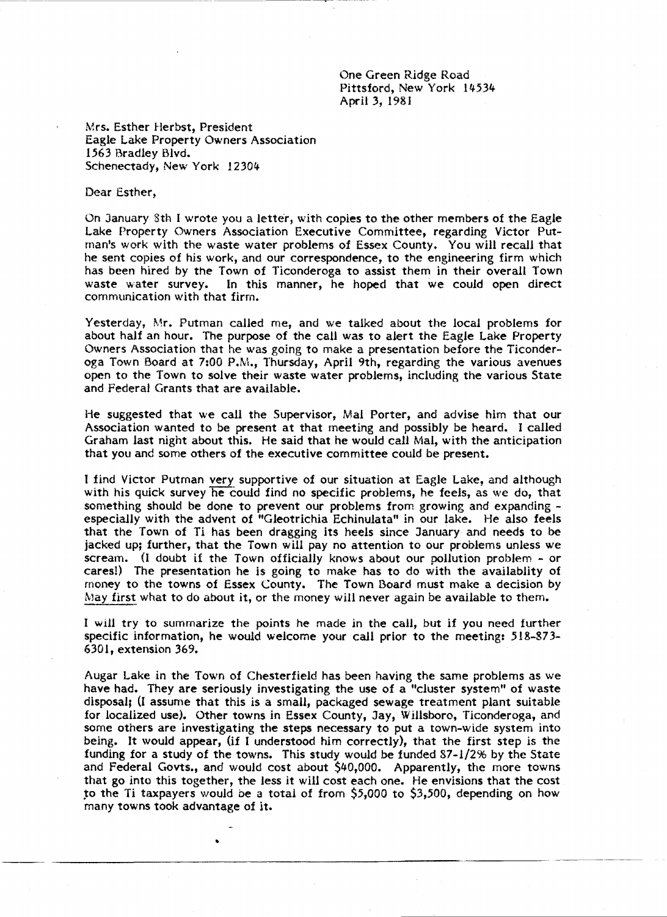One Green Ridge Road
Pittsford, New York 14534
April 3, 1981

Mrs. Esther Herbst, President
Eagle Lake Property Owners Association
1563 Bradley Blvd.
Schenectady, New York 12304

Dear Esther,

On January 8th I wrote you a letter, with copies to the other members of the Eagle Lake Property Owners Association Executive Committee, regarding Victor Putman's work with the waste water problems of Essex County. You will recall that he sent copies of his work, and our correspondence, to the engineering firm which has been hired by the Town of Ticonderoga to assist them in their overall Town waste water survey. In this manner, he hoped that we could open direct communication with that firm.

Yesterday, Mr. Putman called me, and we talked about the local problems for about half an hour. The purpose of the call was to alert the Eagle Lake Property Owners Association that he was going to make a presentation before the Ticonderoga Town Board at 7:00 P.M., Thursday, April 9th, regarding the various avenues open to the Town to solve their waste water problems, including the various State and Federal Grants that are available.

He suggested that we call the Supervisor, Mal Porter, and advise him that our Association wanted to be present at that meeting and possibly be heard. I called Graham last night about this. He said that he would call Mal, with the anticipation that you and some others of the executive committee could be present.

I find Victor Putman <u>very</u> supportive of our situation at Eagle Lake, and although with his quick survey <u>he</u> could find no specific problems, he feels, as we do, that something should be done to prevent our problems from growing and expanding - especially with the advent of "Gleotrichia Echinulata" in our lake. He also feels that the Town of Ti has been dragging its heels since January and needs to be jacked up; further, that the Town will pay no attention to our problems unless we scream. (I doubt if the Town officially knows about our pollution problem - or cares!) The presentation he is going to make has to do with the availablity of money to the towns of Essex County. The Town Board must make a decision by <u>May first</u> what to do about it, or the money will never again be available to them.

I will try to summarize the points he made in the call, but if you need further specific information, he would welcome your call prior to the meeting: 518-873-6301, extension 369.

Augar Lake in the Town of Chesterfield has been having the same problems as we have had. They are seriously investigating the use of a "cluster system" of waste disposal; (I assume that this is a small, packaged sewage treatment plant suitable for localized use). Other towns in Essex County, Jay, Willsboro, Ticonderoga, and some others are investigating the steps necessary to put a town-wide system into being. It would appear, (if I understood him correctly), that the first step is the funding for a study of the towns. This study would be funded 87-1/2% by the State and Federal Govts., and would cost about $40,000. Apparently, the more towns that go into this together, the less it will cost each one. He envisions that the cost to the Ti taxpayers would be a total of from $5,000 to $3,500, depending on how many towns took advantage of it.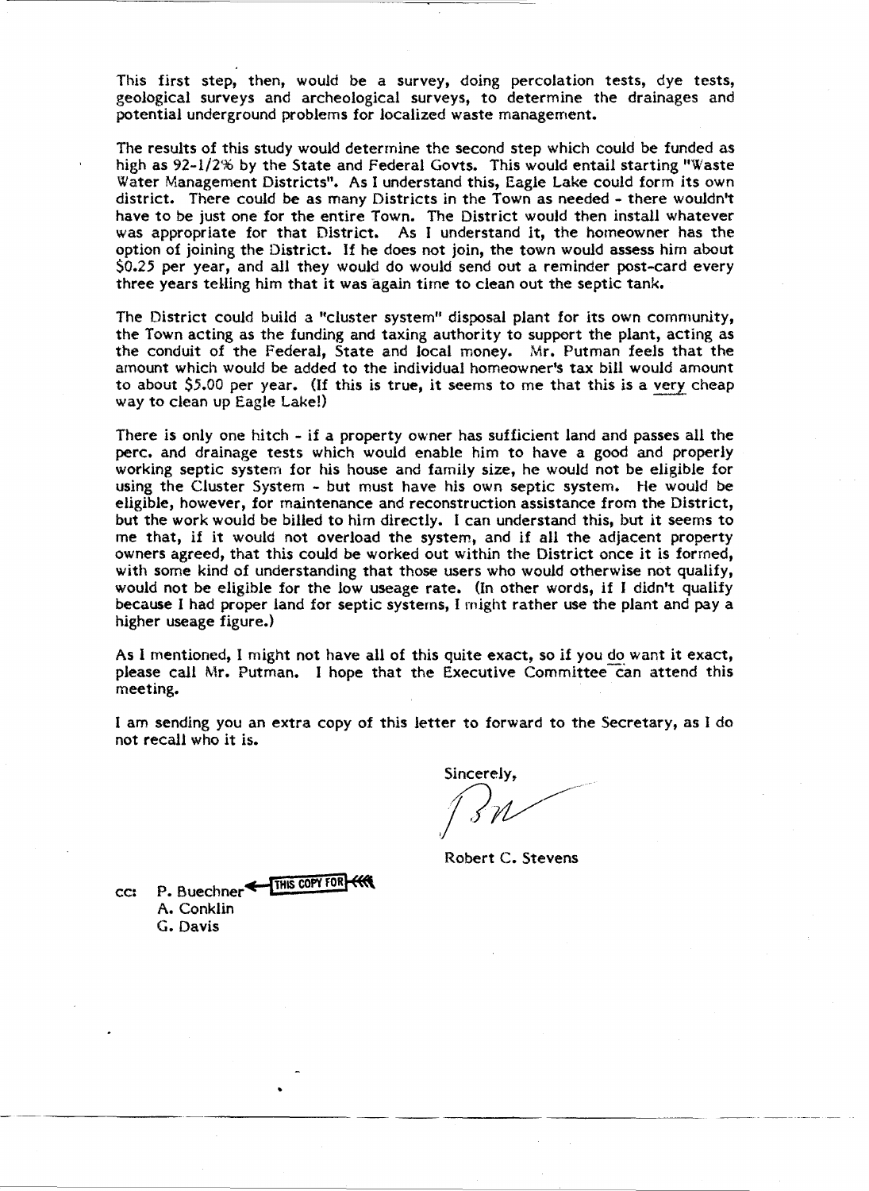This first step, then, would be a survey, doing percolation tests, dye tests, geological surveys and archeological surveys, to determine the drainages and potential underground problems for localized waste management.

The results of this study would determine the second step which could be funded as high as 92-1/2% by the State and Federal Govts. This would entail starting "Waste Water Management Districts". As I understand this, Eagle Lake could form its own district. There could be as many Districts in the Town as needed - there wouldn't have to be just one for the entire Town. The District would then install whatever was appropriate for that District. As I understand it, the homeowner has the option of joining the District. If he does not join, the town would assess him about $0.25 per year, and all they would do would send out a reminder post-card every three years telling him that it was again time to clean out the septic tank.

The District could build a "cluster system" disposal plant for its own community, the Town acting as the funding and taxing authority to support the plant, acting as the conduit of the Federal, State and local money. Mr. Putman feels that the amount which would be added to the individual homeowner's tax bill would amount to about $5.00 per year. (If this is true, it seems to me that this is a very cheap way to clean up Eagle Lake!)

There is only one hitch - if a property owner has sufficient land and passes all the perc. and drainage tests which would enable him to have a good and properly working septic system for his house and family size, he would not be eligible for using the Cluster System - but must have his own septic system. He would be eligible, however, for maintenance and reconstruction assistance from the District, but the work would be billed to him directly. I can understand this, but it seems to me that, if it would not overload the system, and if all the adjacent property owners agreed, that this could be worked out within the District once it is formed, with some kind of understanding that those users who would otherwise not qualify, would not be eligible for the low useage rate. (In other words, if I didn't qualify because I had proper land for septic systems, I might rather use the plant and pay a higher useage figure.)

As I mentioned, I might not have all of this quite exact, so if you do want it exact, please call Mr. Putman. I hope that the Executive Committee can attend this meeting.

I am sending you an extra copy of this letter to forward to the Secretary, as I do not recall who it is.

Sincerely,

Robert C. Stevens

cc: P. Buechner ← THIS COPY FOR
A. Conklin
G. Davis